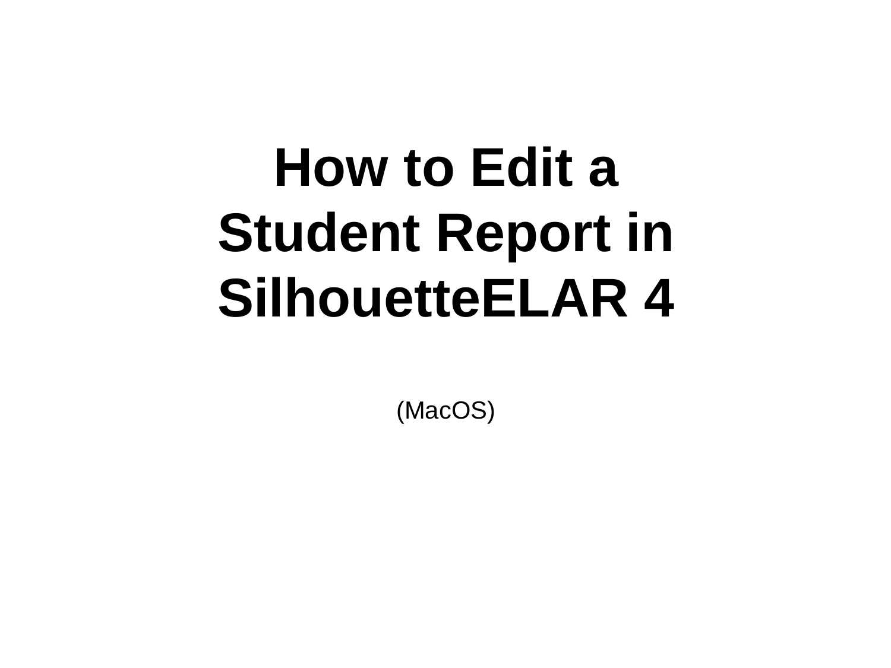# How to Edit a Student Report in SilhouetteELAR 4

(MacOS)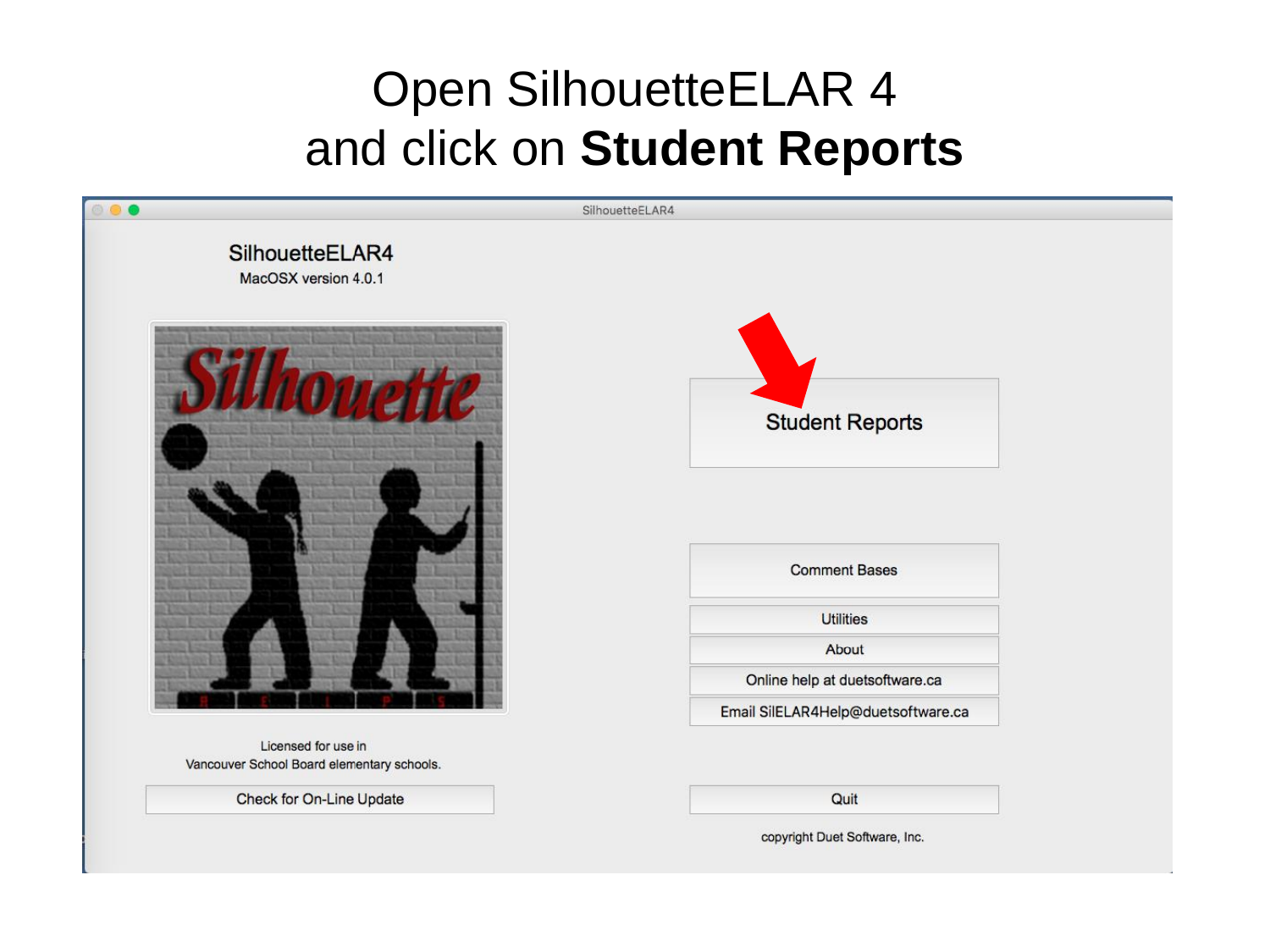# Open SilhouetteELAR 4 and click on **Student Reports**

SilhouetteELAR4

SilhouetteELAR4

MacOSX version 4.0.1

Student Reports

Comment Bases

Utilities

About

Online help at duetsoftware.ca

Email SilELAR4Help@duetsoftware.ca

Licensed for use in
Vancouver School Board elementary schools.

Check for On-Line Update

Quit

copyright Duet Software, Inc.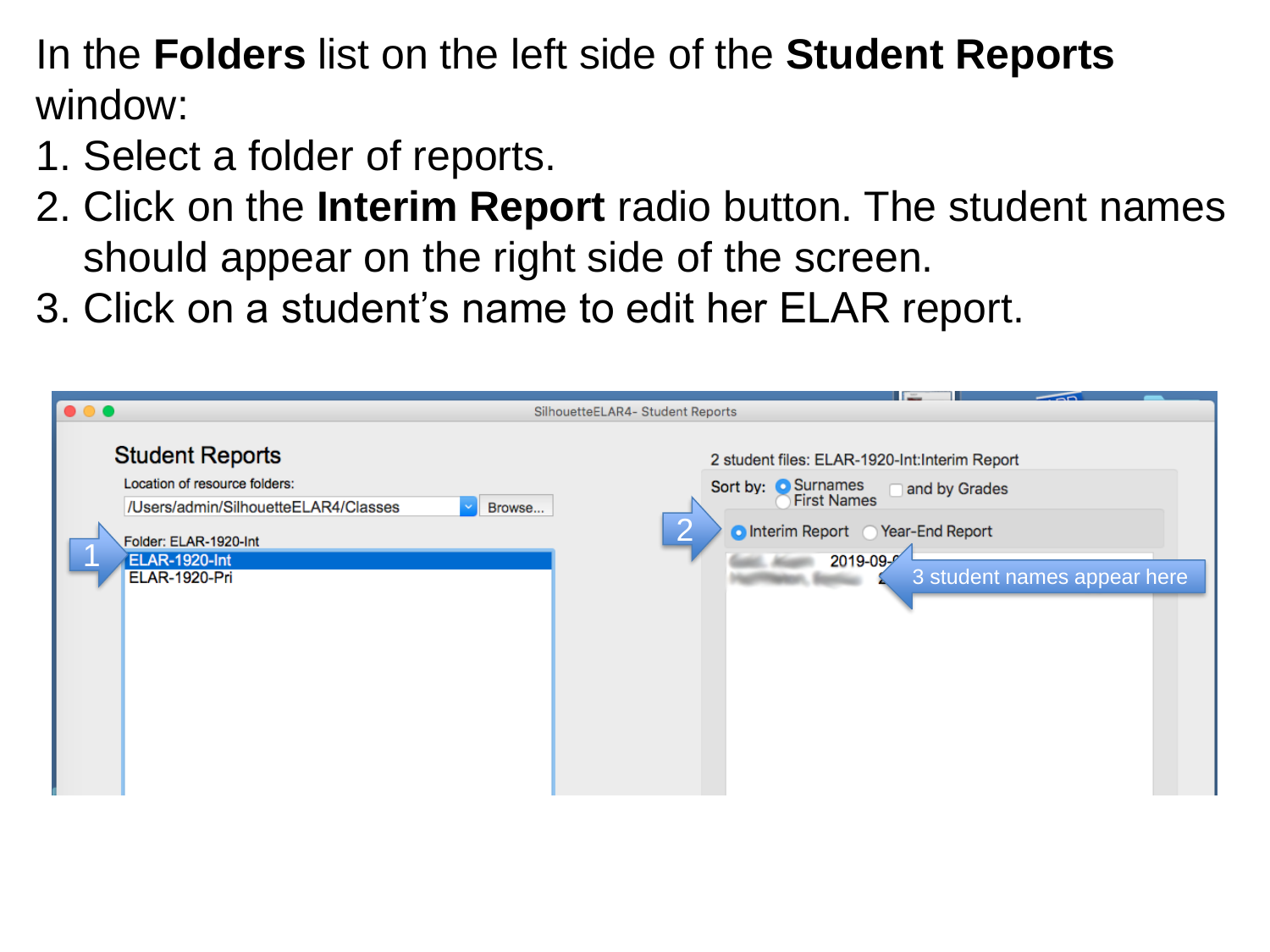In the **Folders** list on the left side of the **Student Reports** window:

1. Select a folder of reports.
2. Click on the **Interim Report** radio button. The student names should appear on the right side of the screen.
3. Click on a student's name to edit her ELAR report.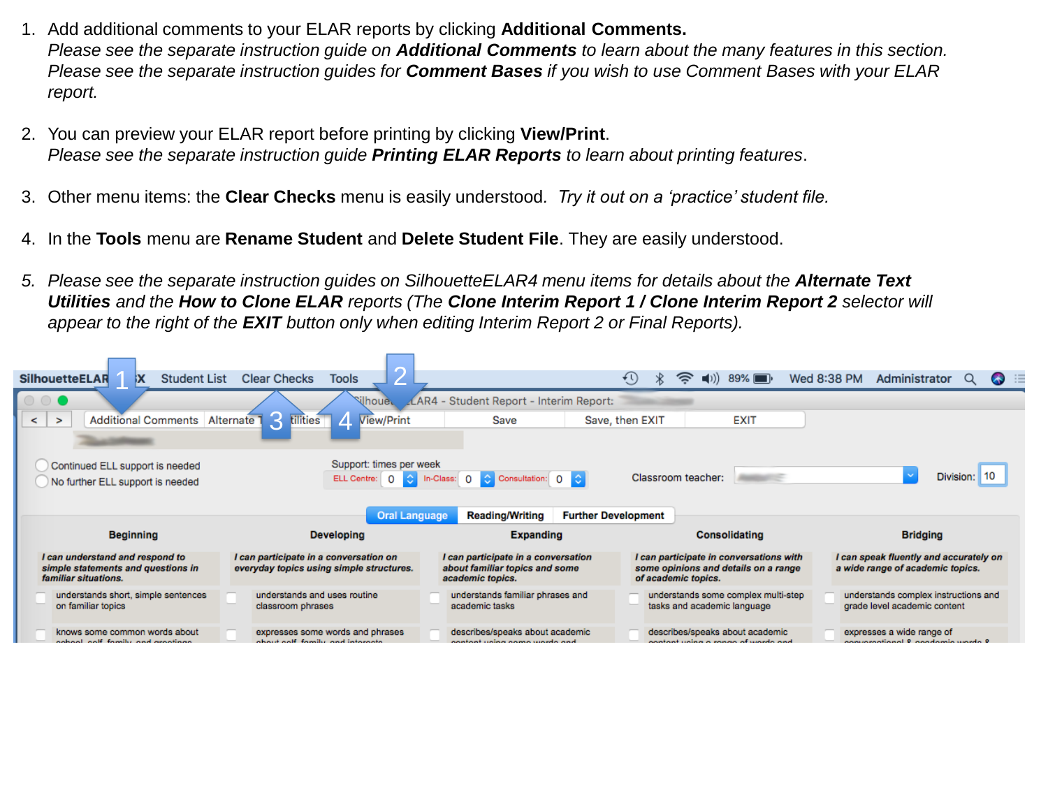1. Add additional comments to your ELAR reports by clicking **Additional Comments.**
   *Please see the separate instruction guide on **Additional Comments** to learn about the many features in this section.*
   *Please see the separate instruction guides for **Comment Bases** if you wish to use Comment Bases with your ELAR report.*

2. You can preview your ELAR report before printing by clicking **View/Print**.
   *Please see the separate instruction guide **Printing ELAR Reports** to learn about printing features*.

3. Other menu items: the **Clear Checks** menu is easily understood. *Try it out on a 'practice' student file.*

4. In the **Tools** menu are **Rename Student** and **Delete Student File**. They are easily understood.

5. *Please see the separate instruction guides on SilhouetteELAR4 menu items for details about the **Alternate Text Utilities** and the **How to Clone ELAR** reports (The **Clone Interim Report 1 / Clone Interim Report 2** selector will appear to the right of the **EXIT** button only when editing Interim Report 2 or Final Reports).*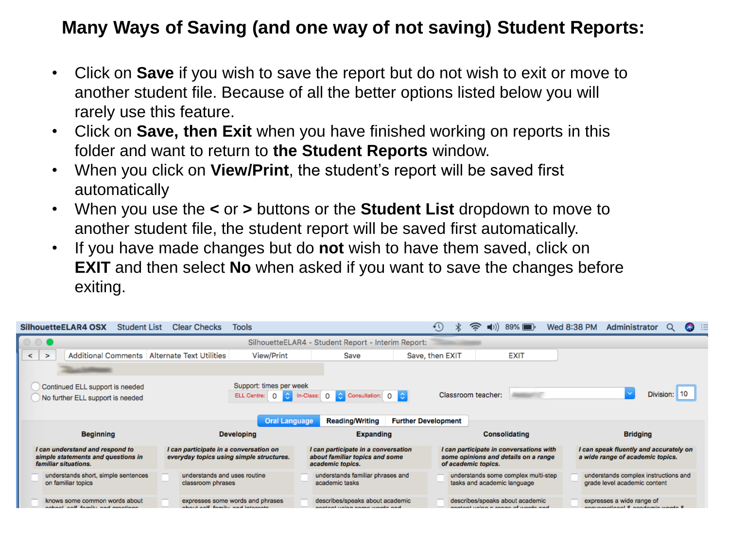# Many Ways of Saving (and one way of not saving) Student Reports:

- Click on **Save** if you wish to save the report but do not wish to exit or move to another student file. Because of all the better options listed below you will rarely use this feature.
- Click on **Save, then Exit** when you have finished working on reports in this folder and want to return to **the Student Reports** window.
- When you click on **View/Print**, the student's report will be saved first automatically
- When you use the **<** or **>** buttons or the **Student List** dropdown to move to another student file, the student report will be saved first automatically.
- If you have made changes but do **not** wish to have them saved, click on **EXIT** and then select **No** when asked if you want to save the changes before exiting.